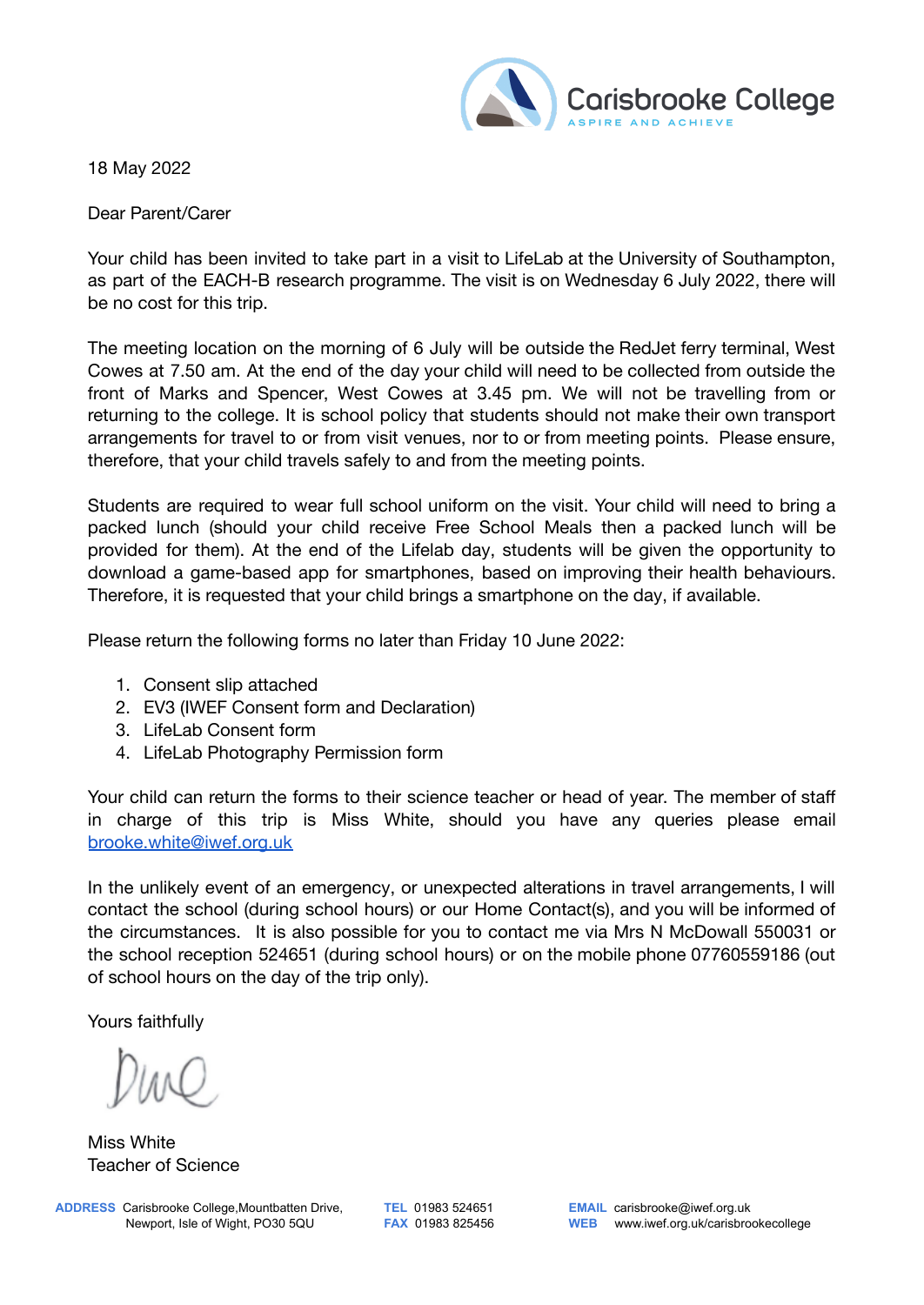Carisbrooke College

ASPIRE AND ACHIEVE

18 May 2022

Dear Parent/Carer

Your child has been invited to take part in a visit to LifeLab at the University of Southampton, as part of the EACH-B research programme. The visit is on Wednesday 6 July 2022, there will be no cost for this trip.

The meeting location on the morning of 6 July will be outside the RedJet ferry terminal, West Cowes at 7.50 am. At the end of the day your child will need to be collected from outside the front of Marks and Spencer, West Cowes at 3.45 pm. We will not be travelling from or returning to the college. It is school policy that students should not make their own transport arrangements for travel to or from visit venues, nor to or from meeting points. Please ensure, therefore, that your child travels safely to and from the meeting points.

Students are required to wear full school uniform on the visit. Your child will need to bring a packed lunch (should your child receive Free School Meals then a packed lunch will be provided for them). At the end of the Lifelab day, students will be given the opportunity to download a game-based app for smartphones, based on improving their health behaviours. Therefore, it is requested that your child brings a smartphone on the day, if available.

Please return the following forms no later than Friday 10 June 2022:

1. Consent slip attached
2. EV3 (IWEF Consent form and Declaration)
3. LifeLab Consent form
4. LifeLab Photography Permission form

Your child can return the forms to their science teacher or head of year. The member of staff in charge of this trip is Miss White, should you have any queries please email brooke.white@iwef.org.uk

In the unlikely event of an emergency, or unexpected alterations in travel arrangements, I will contact the school (during school hours) or our Home Contact(s), and you will be informed of the circumstances. It is also possible for you to contact me via Mrs N McDowall 550031 or the school reception 524651 (during school hours) or on the mobile phone 07760559186 (out of school hours on the day of the trip only).

Yours faithfully

Miss White
Teacher of Science

**ADDRESS** Carisbrooke College, Mountbatten Drive, Newport, Isle of Wight, PO30 5QU
**TEL** 01983 524651
**FAX** 01983 825456
**EMAIL** carisbrooke@iwef.org.uk
**WEB** www.iwef.org.uk/carisbrookecollege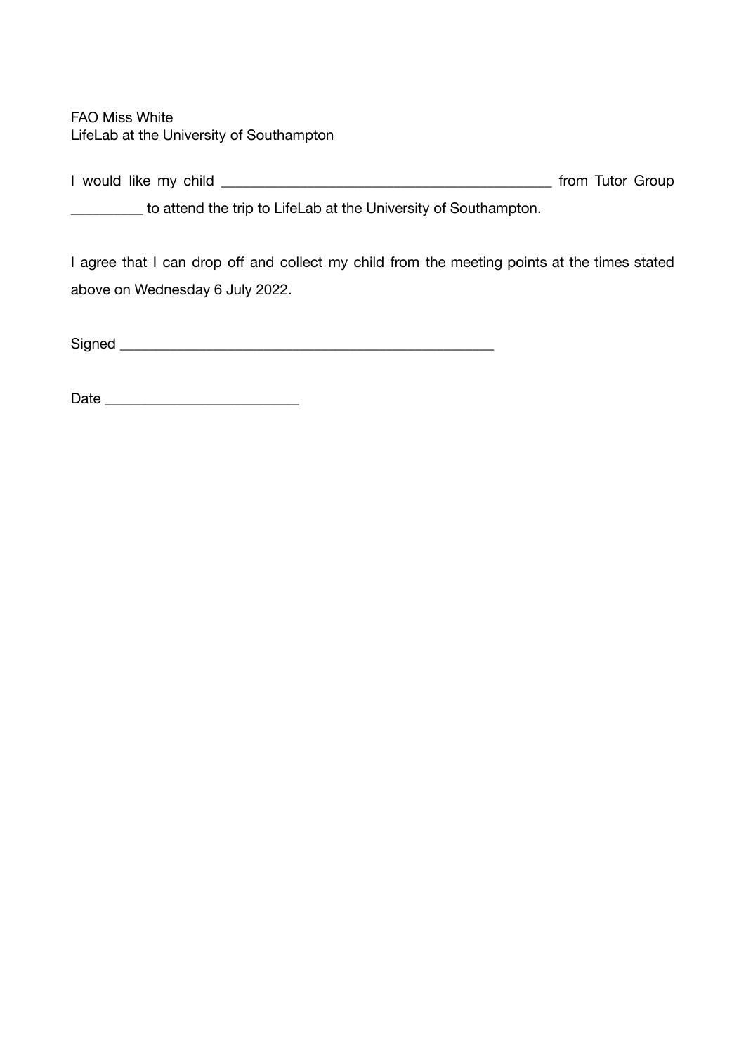FAO Miss White
LifeLab at the University of Southampton

I would like my child _____________________________________________ from Tutor Group _________ to attend the trip to LifeLab at the University of Southampton.

I agree that I can drop off and collect my child from the meeting points at the times stated above on Wednesday 6 July 2022.

Signed ___________________________________________________

Date _________________________